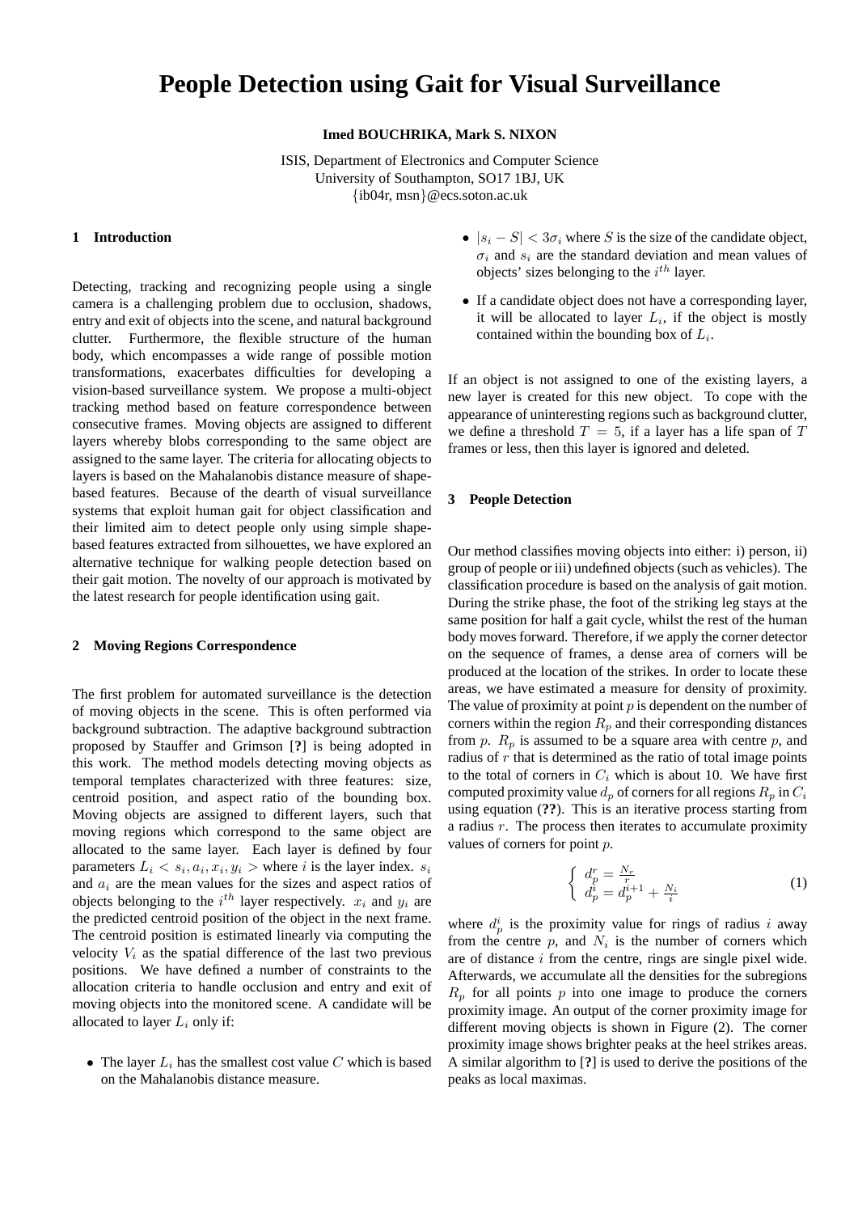# People Detection using Gait for Visual Surveillance

**Imed BOUCHRIKA, Mark S. NIXON**

ISIS, Department of Electronics and Computer Science
University of Southampton, SO17 1BJ, UK
{ib04r, msn}@ecs.soton.ac.uk

## 1 Introduction

Detecting, tracking and recognizing people using a single camera is a challenging problem due to occlusion, shadows, entry and exit of objects into the scene, and natural background clutter. Furthermore, the flexible structure of the human body, which encompasses a wide range of possible motion transformations, exacerbates difficulties for developing a vision-based surveillance system. We propose a multi-object tracking method based on feature correspondence between consecutive frames. Moving objects are assigned to different layers whereby blobs corresponding to the same object are assigned to the same layer. The criteria for allocating objects to layers is based on the Mahalanobis distance measure of shape-based features. Because of the dearth of visual surveillance systems that exploit human gait for object classification and their limited aim to detect people only using simple shape-based features extracted from silhouettes, we have explored an alternative technique for walking people detection based on their gait motion. The novelty of our approach is motivated by the latest research for people identification using gait.

## 2 Moving Regions Correspondence

The first problem for automated surveillance is the detection of moving objects in the scene. This is often performed via background subtraction. The adaptive background subtraction proposed by Stauffer and Grimson [?] is being adopted in this work. The method models detecting moving objects as temporal templates characterized with three features: size, centroid position, and aspect ratio of the bounding box. Moving objects are assigned to different layers, such that moving regions which correspond to the same object are allocated to the same layer. Each layer is defined by four parameters $L_i < s_i, a_i, x_i, y_i >$ where $i$ is the layer index. $s_i$ and $a_i$ are the mean values for the sizes and aspect ratios of objects belonging to the $i^{th}$ layer respectively. $x_i$ and $y_i$ are the predicted centroid position of the object in the next frame. The centroid position is estimated linearly via computing the velocity $V_i$ as the spatial difference of the last two previous positions. We have defined a number of constraints to the allocation criteria to handle occlusion and entry and exit of moving objects into the monitored scene. A candidate will be allocated to layer $L_i$ only if:

- The layer $L_i$ has the smallest cost value $C$ which is based on the Mahalanobis distance measure.
- $|s_i - S| < 3\sigma_i$ where $S$ is the size of the candidate object, $\sigma_i$ and $s_i$ are the standard deviation and mean values of objects' sizes belonging to the $i^{th}$ layer.
- If a candidate object does not have a corresponding layer, it will be allocated to layer $L_i$, if the object is mostly contained within the bounding box of $L_i$.

If an object is not assigned to one of the existing layers, a new layer is created for this new object. To cope with the appearance of uninteresting regions such as background clutter, we define a threshold $T = 5$, if a layer has a life span of $T$ frames or less, then this layer is ignored and deleted.

## 3 People Detection

Our method classifies moving objects into either: i) person, ii) group of people or iii) undefined objects (such as vehicles). The classification procedure is based on the analysis of gait motion. During the strike phase, the foot of the striking leg stays at the same position for half a gait cycle, whilst the rest of the human body moves forward. Therefore, if we apply the corner detector on the sequence of frames, a dense area of corners will be produced at the location of the strikes. In order to locate these areas, we have estimated a measure for density of proximity. The value of proximity at point $p$ is dependent on the number of corners within the region $R_p$ and their corresponding distances from $p$. $R_p$ is assumed to be a square area with centre $p$, and radius of $r$ that is determined as the ratio of total image points to the total of corners in $C_i$ which is about 10. We have first computed proximity value $d_p$ of corners for all regions $R_p$ in $C_i$ using equation (**??**). This is an iterative process starting from a radius $r$. The process then iterates to accumulate proximity values of corners for point $p$.

$$\begin{cases} d_p^r = \frac{N_r}{r} \\ d_p^i = d_p^{i+1} + \frac{N_i}{i} \end{cases} \tag{1}$$

where $d_p^i$ is the proximity value for rings of radius $i$ away from the centre $p$, and $N_i$ is the number of corners which are of distance $i$ from the centre, rings are single pixel wide. Afterwards, we accumulate all the densities for the subregions $R_p$ for all points $p$ into one image to produce the corners proximity image. An output of the corner proximity image for different moving objects is shown in Figure (2). The corner proximity image shows brighter peaks at the heel strikes areas. A similar algorithm to [?] is used to derive the positions of the peaks as local maximas.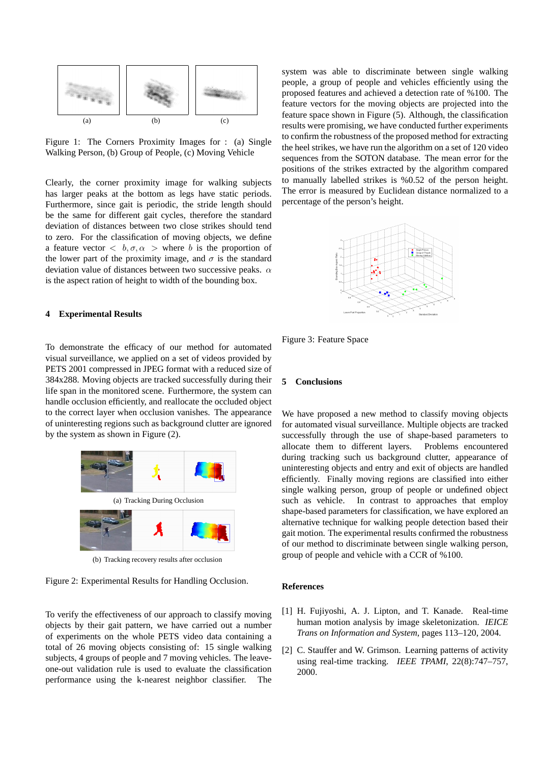(a) (b) (c)

Figure 1: The Corners Proximity Images for : (a) Single Walking Person, (b) Group of People, (c) Moving Vehicle

Clearly, the corner proximity image for walking subjects has larger peaks at the bottom as legs have static periods. Furthermore, since gait is periodic, the stride length should be the same for different gait cycles, therefore the standard deviation of distances between two close strikes should tend to zero. For the classification of moving objects, we define a feature vector $< b, \sigma, \alpha >$ where $b$ is the proportion of the lower part of the proximity image, and $\sigma$ is the standard deviation value of distances between two successive peaks. $\alpha$ is the aspect ration of height to width of the bounding box.

## 4 Experimental Results

To demonstrate the efficacy of our method for automated visual surveillance, we applied on a set of videos provided by PETS 2001 compressed in JPEG format with a reduced size of 384x288. Moving objects are tracked successfully during their life span in the monitored scene. Furthermore, the system can handle occlusion efficiently, and reallocate the occluded object to the correct layer when occlusion vanishes. The appearance of uninteresting regions such as background clutter are ignored by the system as shown in Figure (2).

(a) Tracking During Occlusion

(b) Tracking recovery results after occlusion

Figure 2: Experimental Results for Handling Occlusion.

To verify the effectiveness of our approach to classify moving objects by their gait pattern, we have carried out a number of experiments on the whole PETS video data containing a total of 26 moving objects consisting of: 15 single walking subjects, 4 groups of people and 7 moving vehicles. The leave-one-out validation rule is used to evaluate the classification performance using the k-nearest neighbor classifier. The system was able to discriminate between single walking people, a group of people and vehicles efficiently using the proposed features and achieved a detection rate of %100. The feature vectors for the moving objects are projected into the feature space shown in Figure (5). Although, the classification results were promising, we have conducted further experiments to confirm the robustness of the proposed method for extracting the heel strikes, we have run the algorithm on a set of 120 video sequences from the SOTON database. The mean error for the positions of the strikes extracted by the algorithm compared to manually labelled strikes is %0.52 of the person height. The error is measured by Euclidean distance normalized to a percentage of the person's height.

Figure 3: Feature Space

## 5 Conclusions

We have proposed a new method to classify moving objects for automated visual surveillance. Multiple objects are tracked successfully through the use of shape-based parameters to allocate them to different layers. Problems encountered during tracking such us background clutter, appearance of uninteresting objects and entry and exit of objects are handled efficiently. Finally moving regions are classified into either single walking person, group of people or undefined object such as vehicle. In contrast to approaches that employ shape-based parameters for classification, we have explored an alternative technique for walking people detection based their gait motion. The experimental results confirmed the robustness of our method to discriminate between single walking person, group of people and vehicle with a CCR of %100.

## References

[1] H. Fujiyoshi, A. J. Lipton, and T. Kanade. Real-time human motion analysis by image skeletonization. *IEICE Trans on Information and System*, pages 113–120, 2004.

[2] C. Stauffer and W. Grimson. Learning patterns of activity using real-time tracking. *IEEE TPAMI*, 22(8):747–757, 2000.